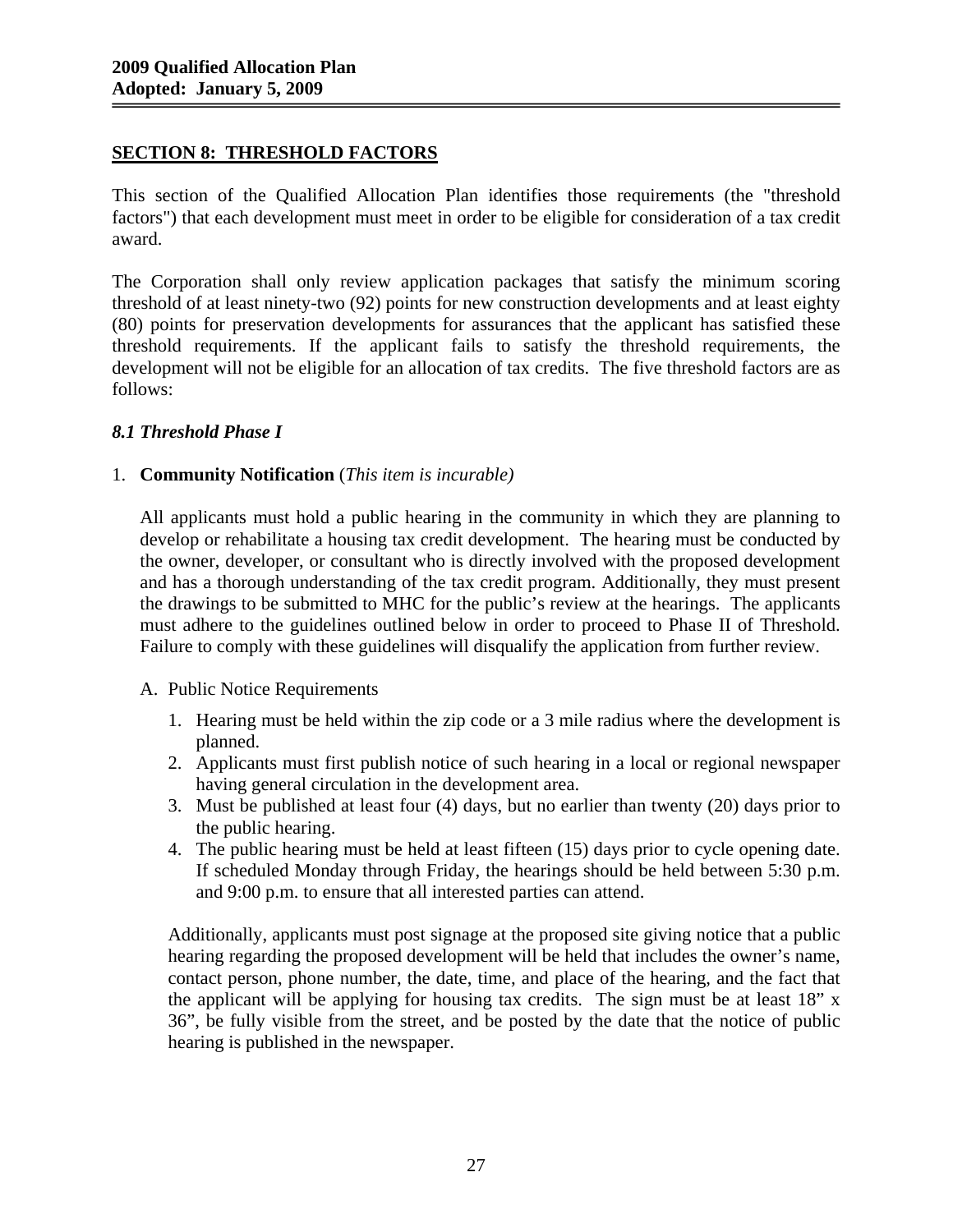## SECTION 8: THRESHOLD FACTORS

This section of the Qualified Allocation Plan identifies those requirements (the "threshold factors") that each development must meet in order to be eligible for consideration of a tax credit award.

The Corporation shall only review application packages that satisfy the minimum scoring threshold of at least ninety-two (92) points for new construction developments and at least eighty (80) points for preservation developments for assurances that the applicant has satisfied these threshold requirements. If the applicant fails to satisfy the threshold requirements, the development will not be eligible for an allocation of tax credits. The five threshold factors are as follows:

### *8.1 Threshold Phase I*

1. **Community Notification** (*This item is incurable)*

   All applicants must hold a public hearing in the community in which they are planning to develop or rehabilitate a housing tax credit development. The hearing must be conducted by the owner, developer, or consultant who is directly involved with the proposed development and has a thorough understanding of the tax credit program. Additionally, they must present the drawings to be submitted to MHC for the public's review at the hearings. The applicants must adhere to the guidelines outlined below in order to proceed to Phase II of Threshold. Failure to comply with these guidelines will disqualify the application from further review.

   A. Public Notice Requirements

      1. Hearing must be held within the zip code or a 3 mile radius where the development is planned.
      2. Applicants must first publish notice of such hearing in a local or regional newspaper having general circulation in the development area.
      3. Must be published at least four (4) days, but no earlier than twenty (20) days prior to the public hearing.
      4. The public hearing must be held at least fifteen (15) days prior to cycle opening date. If scheduled Monday through Friday, the hearings should be held between 5:30 p.m. and 9:00 p.m. to ensure that all interested parties can attend.

   Additionally, applicants must post signage at the proposed site giving notice that a public hearing regarding the proposed development will be held that includes the owner's name, contact person, phone number, the date, time, and place of the hearing, and the fact that the applicant will be applying for housing tax credits. The sign must be at least 18" x 36", be fully visible from the street, and be posted by the date that the notice of public hearing is published in the newspaper.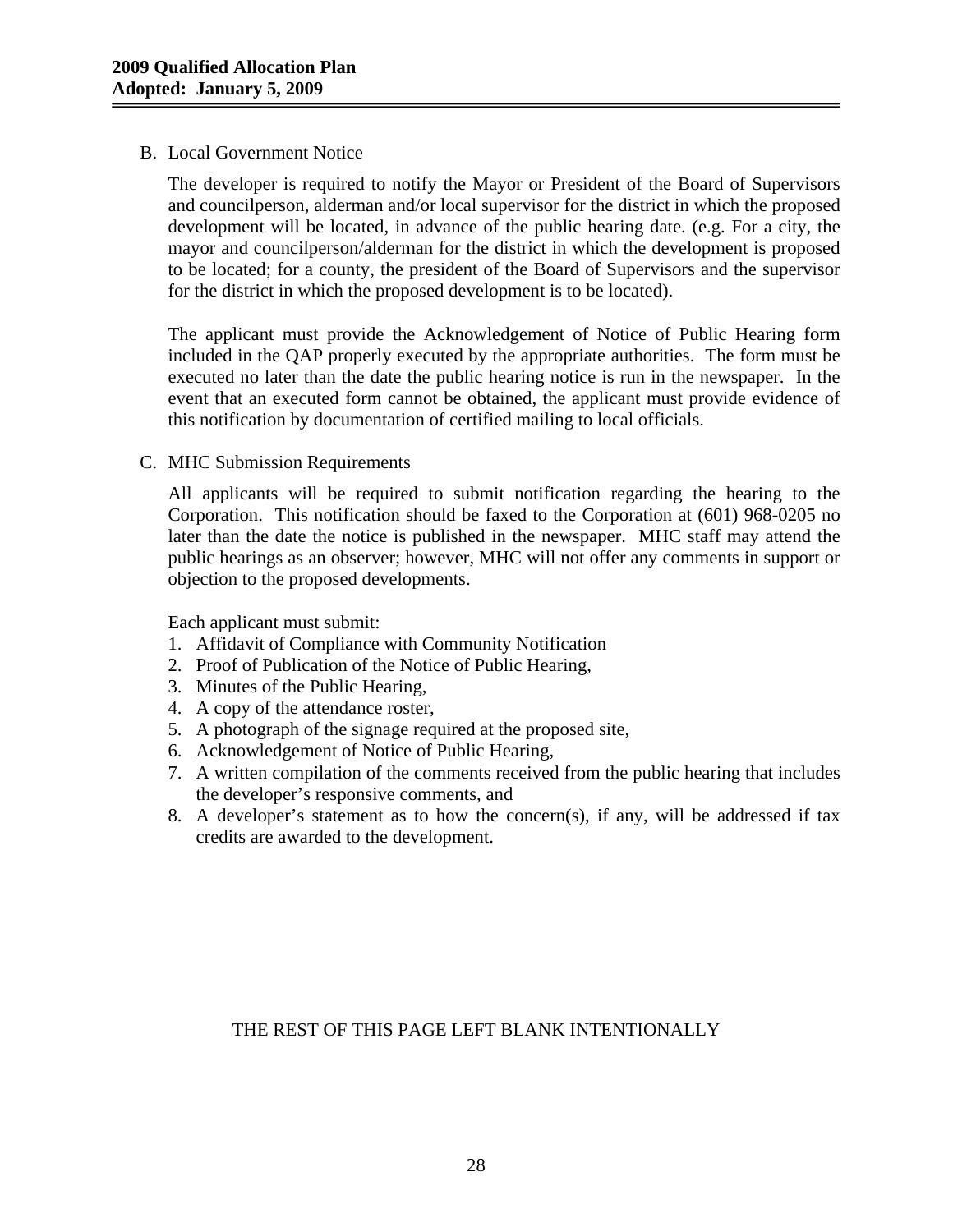B. Local Government Notice

The developer is required to notify the Mayor or President of the Board of Supervisors and councilperson, alderman and/or local supervisor for the district in which the proposed development will be located, in advance of the public hearing date. (e.g. For a city, the mayor and councilperson/alderman for the district in which the development is proposed to be located; for a county, the president of the Board of Supervisors and the supervisor for the district in which the proposed development is to be located).

The applicant must provide the Acknowledgement of Notice of Public Hearing form included in the QAP properly executed by the appropriate authorities. The form must be executed no later than the date the public hearing notice is run in the newspaper. In the event that an executed form cannot be obtained, the applicant must provide evidence of this notification by documentation of certified mailing to local officials.

C. MHC Submission Requirements

All applicants will be required to submit notification regarding the hearing to the Corporation. This notification should be faxed to the Corporation at (601) 968-0205 no later than the date the notice is published in the newspaper. MHC staff may attend the public hearings as an observer; however, MHC will not offer any comments in support or objection to the proposed developments.

Each applicant must submit:

1. Affidavit of Compliance with Community Notification
2. Proof of Publication of the Notice of Public Hearing,
3. Minutes of the Public Hearing,
4. A copy of the attendance roster,
5. A photograph of the signage required at the proposed site,
6. Acknowledgement of Notice of Public Hearing,
7. A written compilation of the comments received from the public hearing that includes the developer's responsive comments, and
8. A developer's statement as to how the concern(s), if any, will be addressed if tax credits are awarded to the development.

THE REST OF THIS PAGE LEFT BLANK INTENTIONALLY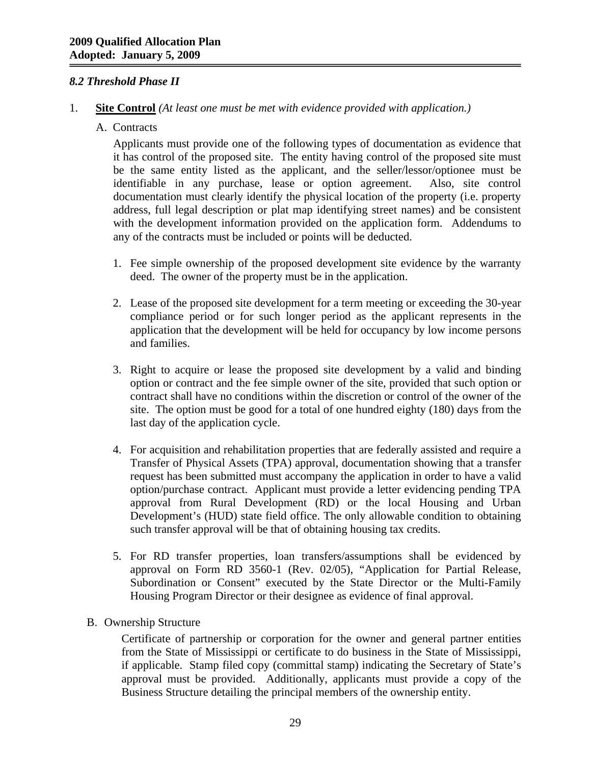### *8.2 Threshold Phase II*

1. **Site Control** *(At least one must be met with evidence provided with application.)*

   A. Contracts

   Applicants must provide one of the following types of documentation as evidence that it has control of the proposed site. The entity having control of the proposed site must be the same entity listed as the applicant, and the seller/lessor/optionee must be identifiable in any purchase, lease or option agreement. Also, site control documentation must clearly identify the physical location of the property (i.e. property address, full legal description or plat map identifying street names) and be consistent with the development information provided on the application form. Addendums to any of the contracts must be included or points will be deducted.

   1. Fee simple ownership of the proposed development site evidence by the warranty deed. The owner of the property must be in the application.

   2. Lease of the proposed site development for a term meeting or exceeding the 30-year compliance period or for such longer period as the applicant represents in the application that the development will be held for occupancy by low income persons and families.

   3. Right to acquire or lease the proposed site development by a valid and binding option or contract and the fee simple owner of the site, provided that such option or contract shall have no conditions within the discretion or control of the owner of the site. The option must be good for a total of one hundred eighty (180) days from the last day of the application cycle.

   4. For acquisition and rehabilitation properties that are federally assisted and require a Transfer of Physical Assets (TPA) approval, documentation showing that a transfer request has been submitted must accompany the application in order to have a valid option/purchase contract. Applicant must provide a letter evidencing pending TPA approval from Rural Development (RD) or the local Housing and Urban Development's (HUD) state field office. The only allowable condition to obtaining such transfer approval will be that of obtaining housing tax credits.

   5. For RD transfer properties, loan transfers/assumptions shall be evidenced by approval on Form RD 3560-1 (Rev. 02/05), "Application for Partial Release, Subordination or Consent" executed by the State Director or the Multi-Family Housing Program Director or their designee as evidence of final approval.

   B. Ownership Structure

   Certificate of partnership or corporation for the owner and general partner entities from the State of Mississippi or certificate to do business in the State of Mississippi, if applicable. Stamp filed copy (committal stamp) indicating the Secretary of State's approval must be provided. Additionally, applicants must provide a copy of the Business Structure detailing the principal members of the ownership entity.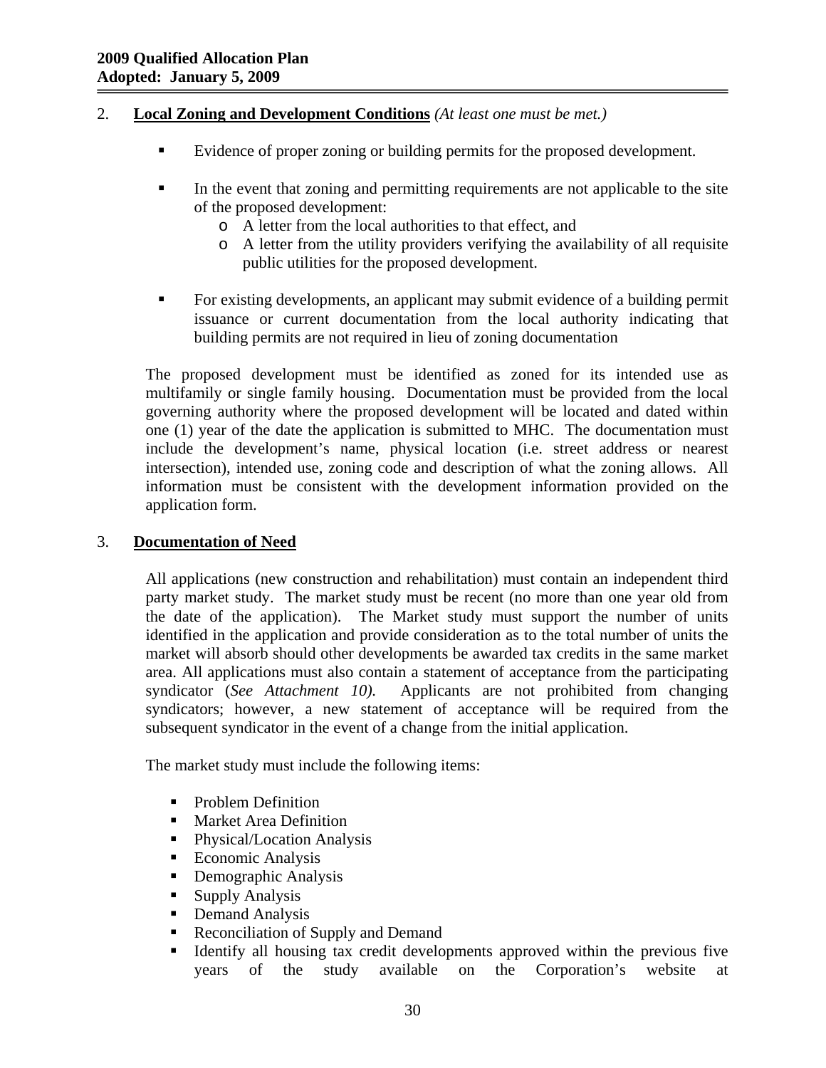2. **Local Zoning and Development Conditions** *(At least one must be met.)*

- Evidence of proper zoning or building permits for the proposed development.
- In the event that zoning and permitting requirements are not applicable to the site of the proposed development:
  - A letter from the local authorities to that effect, and
  - A letter from the utility providers verifying the availability of all requisite public utilities for the proposed development.
- For existing developments, an applicant may submit evidence of a building permit issuance or current documentation from the local authority indicating that building permits are not required in lieu of zoning documentation

The proposed development must be identified as zoned for its intended use as multifamily or single family housing. Documentation must be provided from the local governing authority where the proposed development will be located and dated within one (1) year of the date the application is submitted to MHC. The documentation must include the development's name, physical location (i.e. street address or nearest intersection), intended use, zoning code and description of what the zoning allows. All information must be consistent with the development information provided on the application form.

3. **Documentation of Need**

All applications (new construction and rehabilitation) must contain an independent third party market study. The market study must be recent (no more than one year old from the date of the application). The Market study must support the number of units identified in the application and provide consideration as to the total number of units the market will absorb should other developments be awarded tax credits in the same market area. All applications must also contain a statement of acceptance from the participating syndicator (*See Attachment 10).* Applicants are not prohibited from changing syndicators; however, a new statement of acceptance will be required from the subsequent syndicator in the event of a change from the initial application.

The market study must include the following items:

- Problem Definition
- Market Area Definition
- Physical/Location Analysis
- Economic Analysis
- Demographic Analysis
- Supply Analysis
- Demand Analysis
- Reconciliation of Supply and Demand
- Identify all housing tax credit developments approved within the previous five years of the study available on the Corporation's website at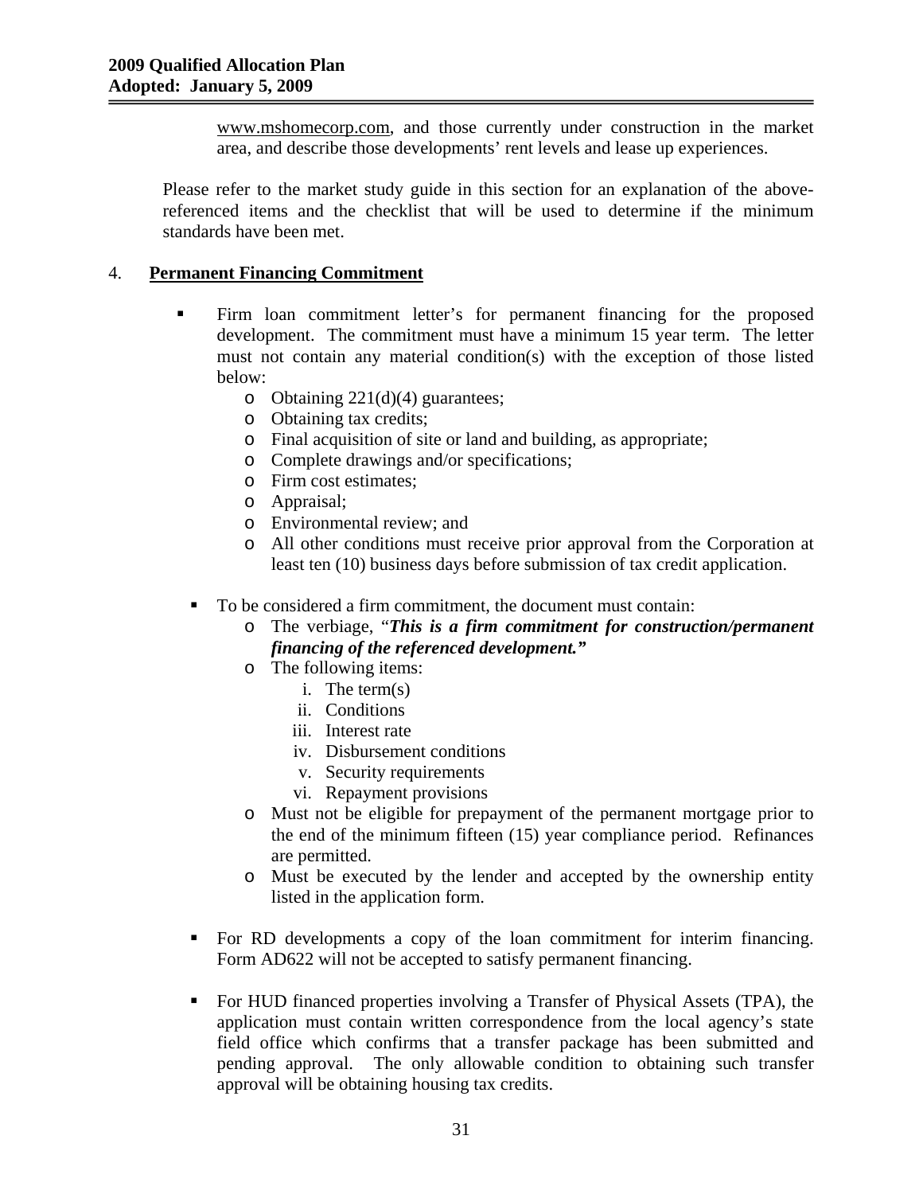www.mshomecorp.com, and those currently under construction in the market area, and describe those developments' rent levels and lease up experiences.

Please refer to the market study guide in this section for an explanation of the above-referenced items and the checklist that will be used to determine if the minimum standards have been met.

4. **Permanent Financing Commitment**

- Firm loan commitment letter's for permanent financing for the proposed development. The commitment must have a minimum 15 year term. The letter must not contain any material condition(s) with the exception of those listed below:
  - Obtaining 221(d)(4) guarantees;
  - Obtaining tax credits;
  - Final acquisition of site or land and building, as appropriate;
  - Complete drawings and/or specifications;
  - Firm cost estimates;
  - Appraisal;
  - Environmental review; and
  - All other conditions must receive prior approval from the Corporation at least ten (10) business days before submission of tax credit application.

- To be considered a firm commitment, the document must contain:
  - The verbiage, "***This is a firm commitment for construction/permanent financing of the referenced development."***
  - The following items:
    1. The term(s)
    2. Conditions
    3. Interest rate
    4. Disbursement conditions
    5. Security requirements
    6. Repayment provisions
  - Must not be eligible for prepayment of the permanent mortgage prior to the end of the minimum fifteen (15) year compliance period. Refinances are permitted.
  - Must be executed by the lender and accepted by the ownership entity listed in the application form.

- For RD developments a copy of the loan commitment for interim financing. Form AD622 will not be accepted to satisfy permanent financing.

- For HUD financed properties involving a Transfer of Physical Assets (TPA), the application must contain written correspondence from the local agency's state field office which confirms that a transfer package has been submitted and pending approval. The only allowable condition to obtaining such transfer approval will be obtaining housing tax credits.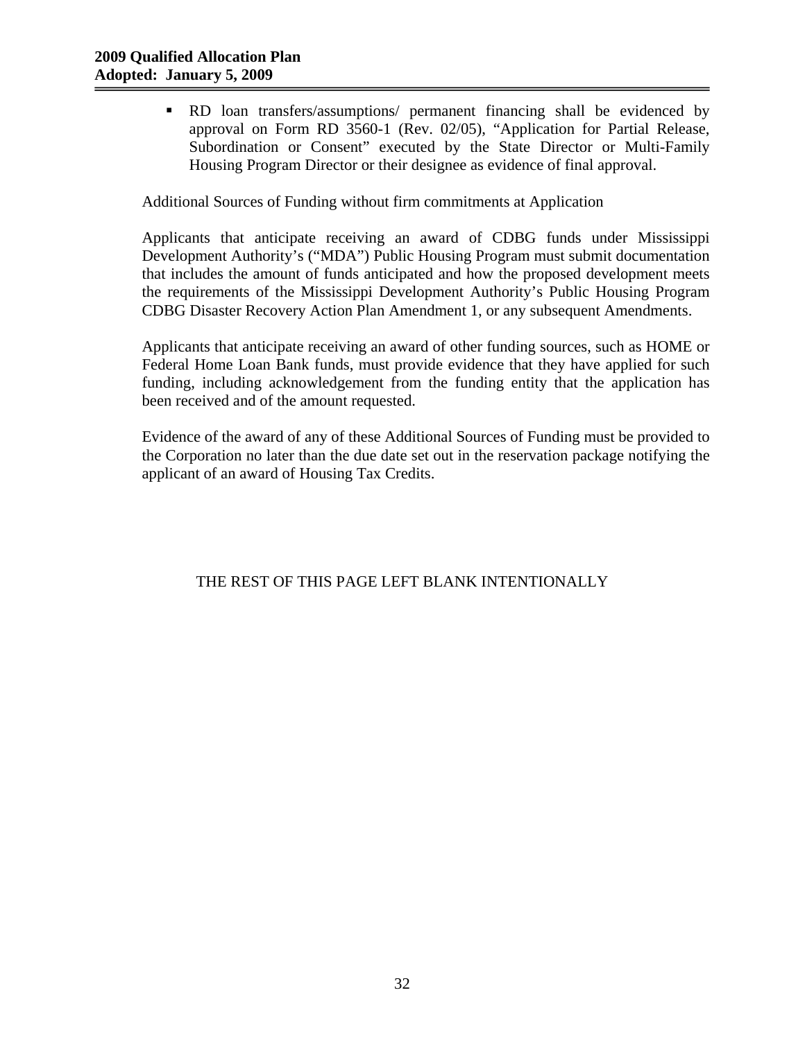- RD loan transfers/assumptions/ permanent financing shall be evidenced by approval on Form RD 3560-1 (Rev. 02/05), "Application for Partial Release, Subordination or Consent" executed by the State Director or Multi-Family Housing Program Director or their designee as evidence of final approval.

Additional Sources of Funding without firm commitments at Application

Applicants that anticipate receiving an award of CDBG funds under Mississippi Development Authority's ("MDA") Public Housing Program must submit documentation that includes the amount of funds anticipated and how the proposed development meets the requirements of the Mississippi Development Authority's Public Housing Program CDBG Disaster Recovery Action Plan Amendment 1, or any subsequent Amendments.

Applicants that anticipate receiving an award of other funding sources, such as HOME or Federal Home Loan Bank funds, must provide evidence that they have applied for such funding, including acknowledgement from the funding entity that the application has been received and of the amount requested.

Evidence of the award of any of these Additional Sources of Funding must be provided to the Corporation no later than the due date set out in the reservation package notifying the applicant of an award of Housing Tax Credits.

THE REST OF THIS PAGE LEFT BLANK INTENTIONALLY